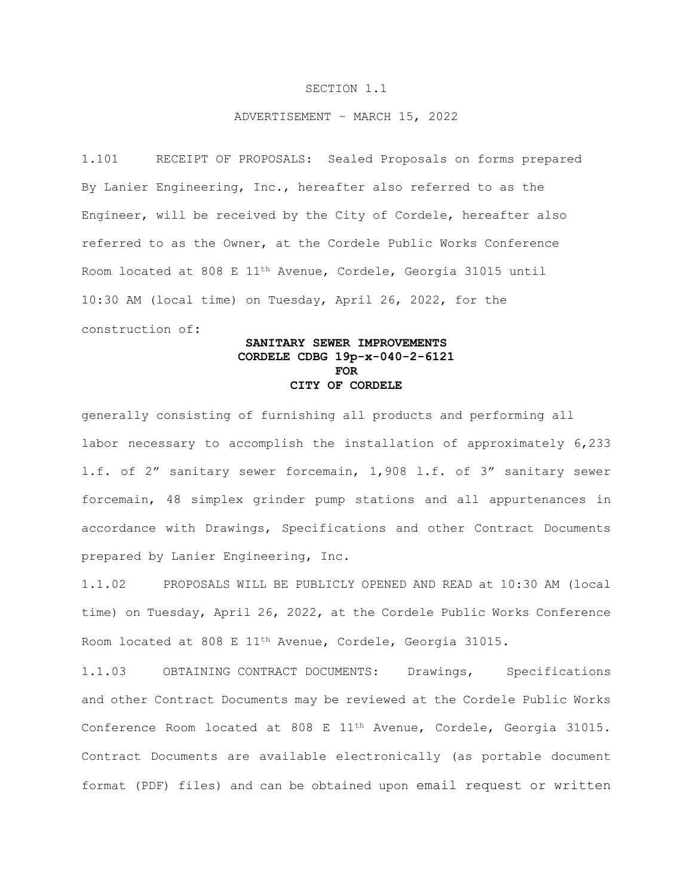# SECTION 1.1

## ADVERTISEMENT – MARCH 15, 2022

1.101 RECEIPT OF PROPOSALS: Sealed Proposals on forms prepared By Lanier Engineering, Inc., hereafter also referred to as the Engineer, will be received by the City of Cordele, hereafter also referred to as the Owner, at the Cordele Public Works Conference Room located at 808 E 11th Avenue, Cordele, Georgia 31015 until 10:30 AM (local time) on Tuesday, April 26, 2022, for the construction of:

**SANITARY SEWER IMPROVEMENTS**
**CORDELE CDBG 19p-x-040-2-6121**
**FOR**
**CITY OF CORDELE**

generally consisting of furnishing all products and performing all labor necessary to accomplish the installation of approximately 6,233 l.f. of 2" sanitary sewer forcemain, 1,908 l.f. of 3" sanitary sewer forcemain, 48 simplex grinder pump stations and all appurtenances in accordance with Drawings, Specifications and other Contract Documents prepared by Lanier Engineering, Inc.

1.1.02 PROPOSALS WILL BE PUBLICLY OPENED AND READ at 10:30 AM (local time) on Tuesday, April 26, 2022, at the Cordele Public Works Conference Room located at 808 E 11th Avenue, Cordele, Georgia 31015.

1.1.03 OBTAINING CONTRACT DOCUMENTS: Drawings, Specifications and other Contract Documents may be reviewed at the Cordele Public Works Conference Room located at 808 E 11th Avenue, Cordele, Georgia 31015. Contract Documents are available electronically (as portable document format (PDF) files) and can be obtained upon email request or written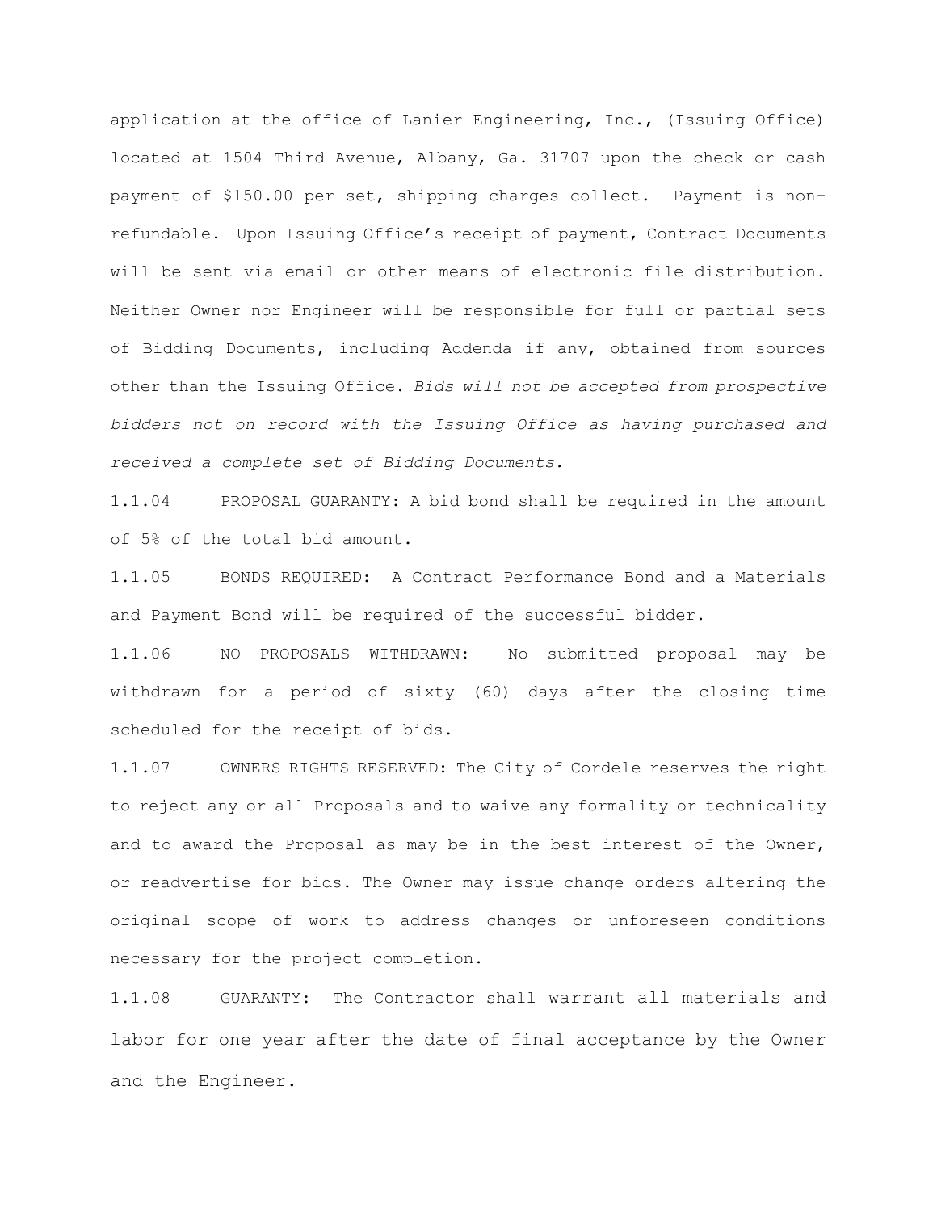application at the office of Lanier Engineering, Inc., (Issuing Office) located at 1504 Third Avenue, Albany, Ga. 31707 upon the check or cash payment of $150.00 per set, shipping charges collect. Payment is non-refundable. Upon Issuing Office's receipt of payment, Contract Documents will be sent via email or other means of electronic file distribution. Neither Owner nor Engineer will be responsible for full or partial sets of Bidding Documents, including Addenda if any, obtained from sources other than the Issuing Office. *Bids will not be accepted from prospective bidders not on record with the Issuing Office as having purchased and received a complete set of Bidding Documents.*

1.1.04 PROPOSAL GUARANTY: A bid bond shall be required in the amount of 5% of the total bid amount.

1.1.05 BONDS REQUIRED: A Contract Performance Bond and a Materials and Payment Bond will be required of the successful bidder.

1.1.06 NO PROPOSALS WITHDRAWN: No submitted proposal may be withdrawn for a period of sixty (60) days after the closing time scheduled for the receipt of bids.

1.1.07 OWNERS RIGHTS RESERVED: The City of Cordele reserves the right to reject any or all Proposals and to waive any formality or technicality and to award the Proposal as may be in the best interest of the Owner, or readvertise for bids. The Owner may issue change orders altering the original scope of work to address changes or unforeseen conditions necessary for the project completion.

1.1.08 GUARANTY: The Contractor shall warrant all materials and labor for one year after the date of final acceptance by the Owner and the Engineer.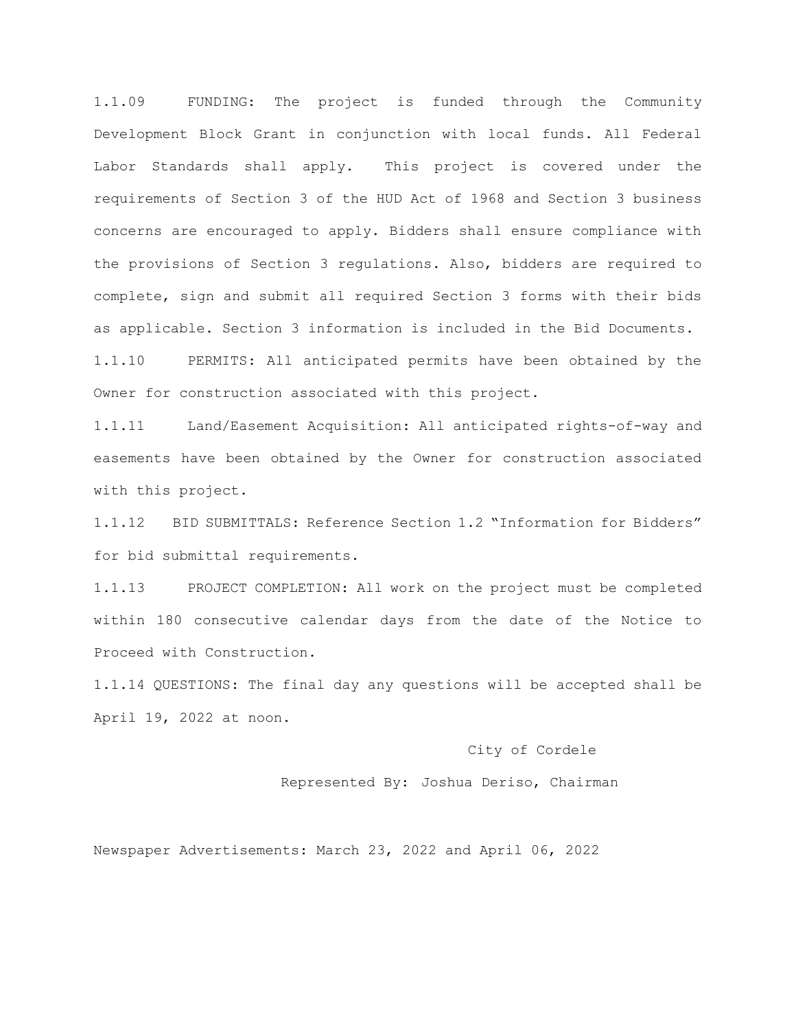1.1.09 FUNDING: The project is funded through the Community Development Block Grant in conjunction with local funds. All Federal Labor Standards shall apply. This project is covered under the requirements of Section 3 of the HUD Act of 1968 and Section 3 business concerns are encouraged to apply. Bidders shall ensure compliance with the provisions of Section 3 regulations. Also, bidders are required to complete, sign and submit all required Section 3 forms with their bids as applicable. Section 3 information is included in the Bid Documents.

1.1.10 PERMITS: All anticipated permits have been obtained by the Owner for construction associated with this project.

1.1.11 Land/Easement Acquisition: All anticipated rights-of-way and easements have been obtained by the Owner for construction associated with this project.

1.1.12 BID SUBMITTALS: Reference Section 1.2 "Information for Bidders" for bid submittal requirements.

1.1.13 PROJECT COMPLETION: All work on the project must be completed within 180 consecutive calendar days from the date of the Notice to Proceed with Construction.

1.1.14 QUESTIONS: The final day any questions will be accepted shall be April 19, 2022 at noon.

City of Cordele

Represented By: Joshua Deriso, Chairman

Newspaper Advertisements: March 23, 2022 and April 06, 2022